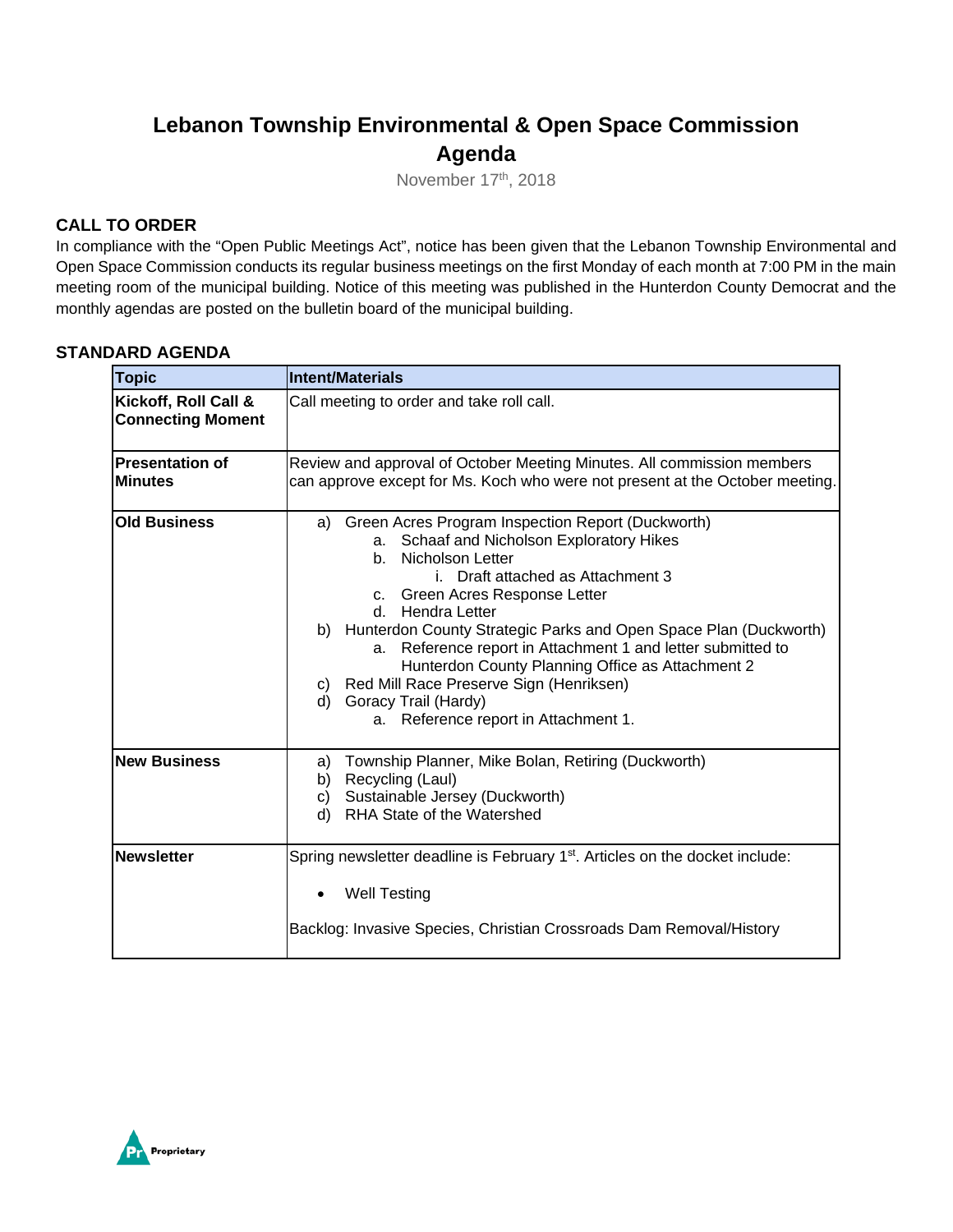# Lebanon Township Environmental & Open Space Commission Agenda

November 17th, 2018

## CALL TO ORDER

In compliance with the "Open Public Meetings Act", notice has been given that the Lebanon Township Environmental and Open Space Commission conducts its regular business meetings on the first Monday of each month at 7:00 PM in the main meeting room of the municipal building. Notice of this meeting was published in the Hunterdon County Democrat and the monthly agendas are posted on the bulletin board of the municipal building.

## STANDARD AGENDA

| Topic | Intent/Materials |
|---|---|
| **Kickoff, Roll Call & Connecting Moment** | Call meeting to order and take roll call. |
| **Presentation of Minutes** | Review and approval of October Meeting Minutes. All commission members can approve except for Ms. Koch who were not present at the October meeting. |
| **Old Business** | a) Green Acres Program Inspection Report (Duckworth)<br>&nbsp;&nbsp;&nbsp;&nbsp;a. Schaaf and Nicholson Exploratory Hikes<br>&nbsp;&nbsp;&nbsp;&nbsp;b. Nicholson Letter<br>&nbsp;&nbsp;&nbsp;&nbsp;&nbsp;&nbsp;&nbsp;&nbsp;i. Draft attached as Attachment 3<br>&nbsp;&nbsp;&nbsp;&nbsp;c. Green Acres Response Letter<br>&nbsp;&nbsp;&nbsp;&nbsp;d. Hendra Letter<br>b) Hunterdon County Strategic Parks and Open Space Plan (Duckworth)<br>&nbsp;&nbsp;&nbsp;&nbsp;a. Reference report in Attachment 1 and letter submitted to Hunterdon County Planning Office as Attachment 2<br>c) Red Mill Race Preserve Sign (Henriksen)<br>d) Goracy Trail (Hardy)<br>&nbsp;&nbsp;&nbsp;&nbsp;a. Reference report in Attachment 1. |
| **New Business** | a) Township Planner, Mike Bolan, Retiring (Duckworth)<br>b) Recycling (Laul)<br>c) Sustainable Jersey (Duckworth)<br>d) RHA State of the Watershed |
| **Newsletter** | Spring newsletter deadline is February 1st. Articles on the docket include:<br>• Well Testing<br><br>Backlog: Invasive Species, Christian Crossroads Dam Removal/History |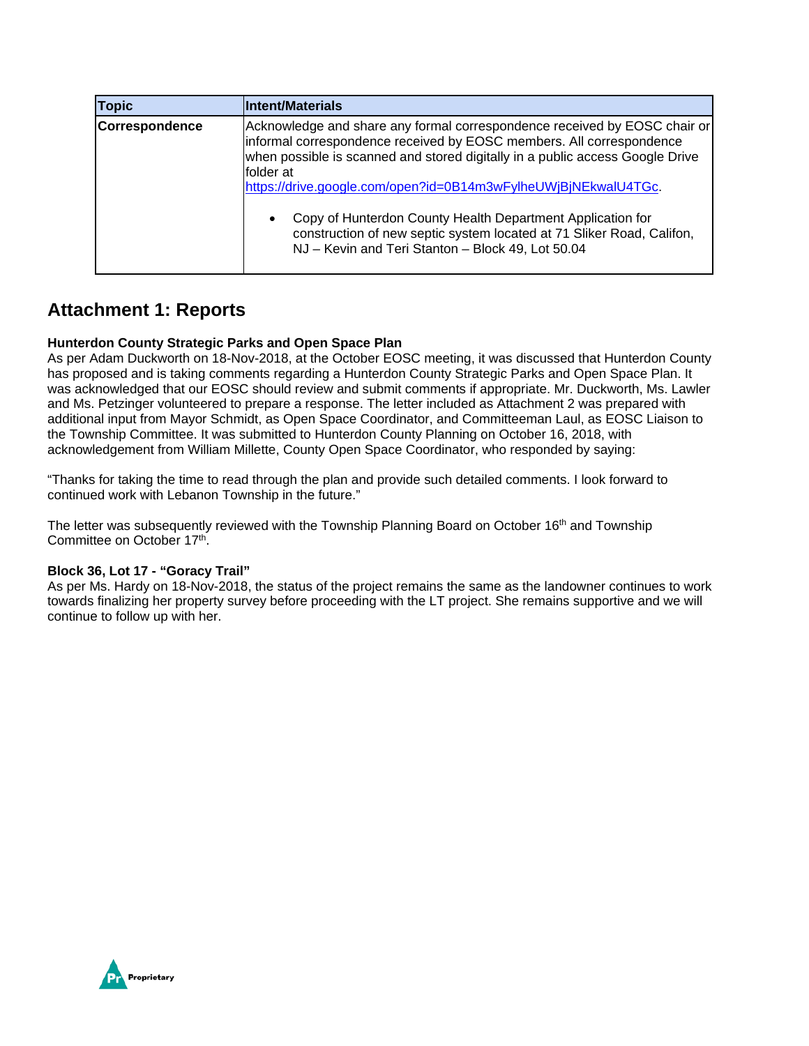| Topic | Intent/Materials |
| --- | --- |
| **Correspondence** | Acknowledge and share any formal correspondence received by EOSC chair or informal correspondence received by EOSC members. All correspondence when possible is scanned and stored digitally in a public access Google Drive folder at https://drive.google.com/open?id=0B14m3wFylheUWjBjNEkwalU4TGc.<br><br>• Copy of Hunterdon County Health Department Application for construction of new septic system located at 71 Sliker Road, Califon, NJ – Kevin and Teri Stanton – Block 49, Lot 50.04 |

## Attachment 1: Reports

**Hunterdon County Strategic Parks and Open Space Plan**

As per Adam Duckworth on 18-Nov-2018, at the October EOSC meeting, it was discussed that Hunterdon County has proposed and is taking comments regarding a Hunterdon County Strategic Parks and Open Space Plan. It was acknowledged that our EOSC should review and submit comments if appropriate. Mr. Duckworth, Ms. Lawler and Ms. Petzinger volunteered to prepare a response. The letter included as Attachment 2 was prepared with additional input from Mayor Schmidt, as Open Space Coordinator, and Committeeman Laul, as EOSC Liaison to the Township Committee. It was submitted to Hunterdon County Planning on October 16, 2018, with acknowledgement from William Millette, County Open Space Coordinator, who responded by saying:

"Thanks for taking the time to read through the plan and provide such detailed comments. I look forward to continued work with Lebanon Township in the future."

The letter was subsequently reviewed with the Township Planning Board on October 16th and Township Committee on October 17th.

**Block 36, Lot 17 - "Goracy Trail"**

As per Ms. Hardy on 18-Nov-2018, the status of the project remains the same as the landowner continues to work towards finalizing her property survey before proceeding with the LT project. She remains supportive and we will continue to follow up with her.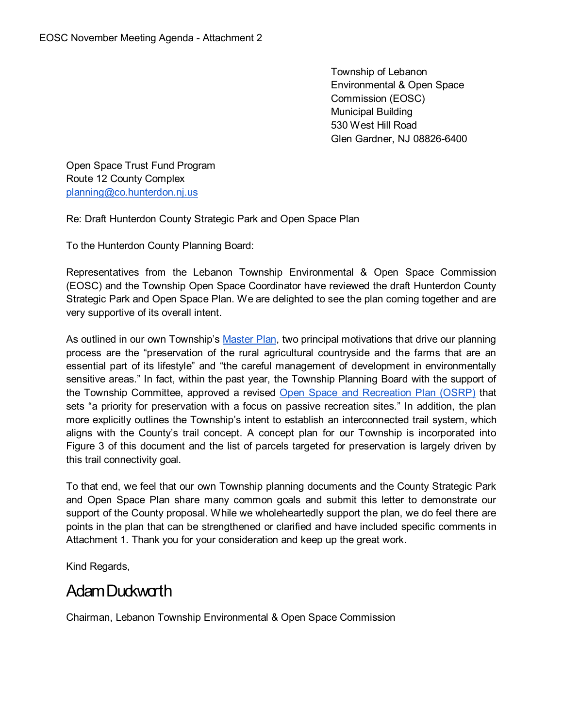EOSC November Meeting Agenda - Attachment 2

Township of Lebanon
Environmental & Open Space Commission (EOSC)
Municipal Building
530 West Hill Road
Glen Gardner, NJ 08826-6400

Open Space Trust Fund Program
Route 12 County Complex
[planning@co.hunterdon.nj.us](mailto:planning@co.hunterdon.nj.us)

Re: Draft Hunterdon County Strategic Park and Open Space Plan

To the Hunterdon County Planning Board:

Representatives from the Lebanon Township Environmental & Open Space Commission (EOSC) and the Township Open Space Coordinator have reviewed the draft Hunterdon County Strategic Park and Open Space Plan. We are delighted to see the plan coming together and are very supportive of its overall intent.

As outlined in our own Township's Master Plan, two principal motivations that drive our planning process are the "preservation of the rural agricultural countryside and the farms that are an essential part of its lifestyle" and "the careful management of development in environmentally sensitive areas." In fact, within the past year, the Township Planning Board with the support of the Township Committee, approved a revised Open Space and Recreation Plan (OSRP) that sets "a priority for preservation with a focus on passive recreation sites." In addition, the plan more explicitly outlines the Township's intent to establish an interconnected trail system, which aligns with the County's trail concept. A concept plan for our Township is incorporated into Figure 3 of this document and the list of parcels targeted for preservation is largely driven by this trail connectivity goal.

To that end, we feel that our own Township planning documents and the County Strategic Park and Open Space Plan share many common goals and submit this letter to demonstrate our support of the County proposal. While we wholeheartedly support the plan, we do feel there are points in the plan that can be strengthened or clarified and have included specific comments in Attachment 1. Thank you for your consideration and keep up the great work.

Kind Regards,

Adam Duckworth

Chairman, Lebanon Township Environmental & Open Space Commission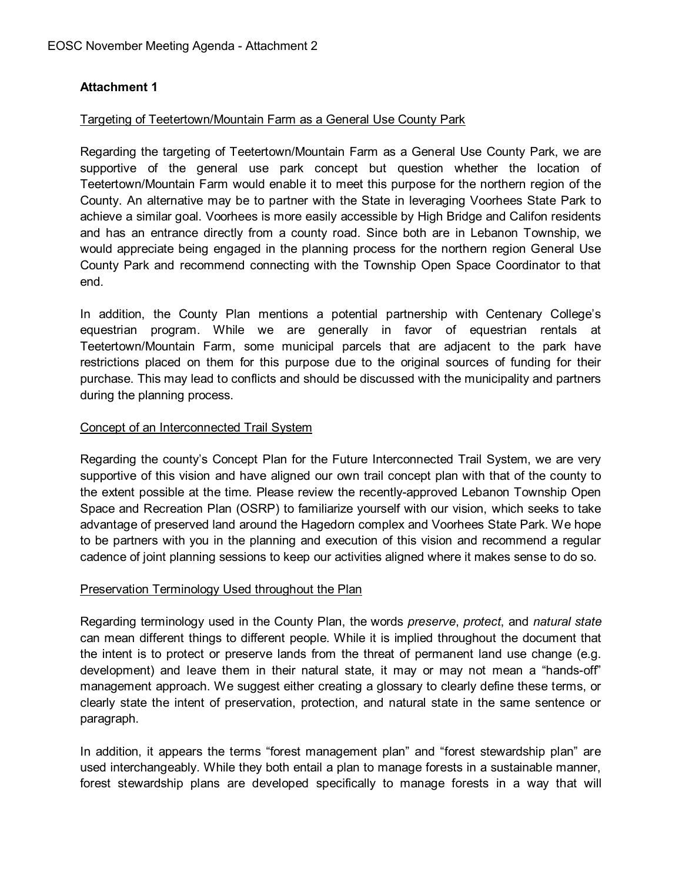## Attachment 1

Targeting of Teetertown/Mountain Farm as a General Use County Park

Regarding the targeting of Teetertown/Mountain Farm as a General Use County Park, we are supportive of the general use park concept but question whether the location of Teetertown/Mountain Farm would enable it to meet this purpose for the northern region of the County. An alternative may be to partner with the State in leveraging Voorhees State Park to achieve a similar goal. Voorhees is more easily accessible by High Bridge and Califon residents and has an entrance directly from a county road. Since both are in Lebanon Township, we would appreciate being engaged in the planning process for the northern region General Use County Park and recommend connecting with the Township Open Space Coordinator to that end.

In addition, the County Plan mentions a potential partnership with Centenary College's equestrian program. While we are generally in favor of equestrian rentals at Teetertown/Mountain Farm, some municipal parcels that are adjacent to the park have restrictions placed on them for this purpose due to the original sources of funding for their purchase. This may lead to conflicts and should be discussed with the municipality and partners during the planning process.

Concept of an Interconnected Trail System

Regarding the county's Concept Plan for the Future Interconnected Trail System, we are very supportive of this vision and have aligned our own trail concept plan with that of the county to the extent possible at the time. Please review the recently-approved Lebanon Township Open Space and Recreation Plan (OSRP) to familiarize yourself with our vision, which seeks to take advantage of preserved land around the Hagedorn complex and Voorhees State Park. We hope to be partners with you in the planning and execution of this vision and recommend a regular cadence of joint planning sessions to keep our activities aligned where it makes sense to do so.

Preservation Terminology Used throughout the Plan

Regarding terminology used in the County Plan, the words *preserve*, *protect*, and *natural state* can mean different things to different people. While it is implied throughout the document that the intent is to protect or preserve lands from the threat of permanent land use change (e.g. development) and leave them in their natural state, it may or may not mean a "hands-off" management approach. We suggest either creating a glossary to clearly define these terms, or clearly state the intent of preservation, protection, and natural state in the same sentence or paragraph.

In addition, it appears the terms "forest management plan" and "forest stewardship plan" are used interchangeably. While they both entail a plan to manage forests in a sustainable manner, forest stewardship plans are developed specifically to manage forests in a way that will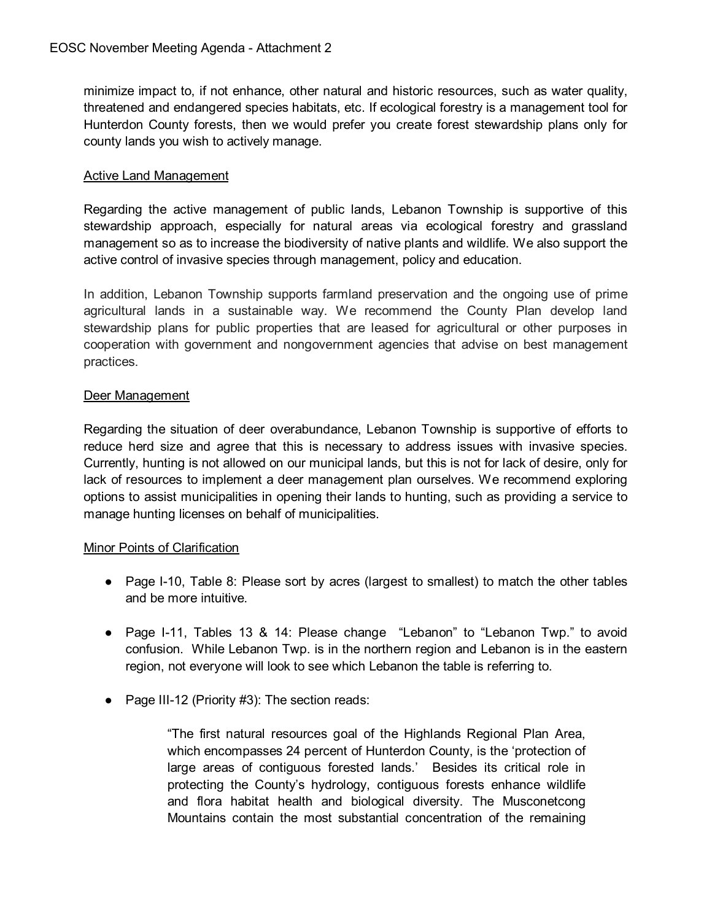minimize impact to, if not enhance, other natural and historic resources, such as water quality, threatened and endangered species habitats, etc. If ecological forestry is a management tool for Hunterdon County forests, then we would prefer you create forest stewardship plans only for county lands you wish to actively manage.

<u>Active Land Management</u>

Regarding the active management of public lands, Lebanon Township is supportive of this stewardship approach, especially for natural areas via ecological forestry and grassland management so as to increase the biodiversity of native plants and wildlife. We also support the active control of invasive species through management, policy and education.

In addition, Lebanon Township supports farmland preservation and the ongoing use of prime agricultural lands in a sustainable way. We recommend the County Plan develop land stewardship plans for public properties that are leased for agricultural or other purposes in cooperation with government and nongovernment agencies that advise on best management practices.

<u>Deer Management</u>

Regarding the situation of deer overabundance, Lebanon Township is supportive of efforts to reduce herd size and agree that this is necessary to address issues with invasive species. Currently, hunting is not allowed on our municipal lands, but this is not for lack of desire, only for lack of resources to implement a deer management plan ourselves. We recommend exploring options to assist municipalities in opening their lands to hunting, such as providing a service to manage hunting licenses on behalf of municipalities.

<u>Minor Points of Clarification</u>

- Page I-10, Table 8: Please sort by acres (largest to smallest) to match the other tables and be more intuitive.
- Page I-11, Tables 13 & 14: Please change "Lebanon" to "Lebanon Twp." to avoid confusion. While Lebanon Twp. is in the northern region and Lebanon is in the eastern region, not everyone will look to see which Lebanon the table is referring to.
- Page III-12 (Priority #3): The section reads:

> "The first natural resources goal of the Highlands Regional Plan Area, which encompasses 24 percent of Hunterdon County, is the 'protection of large areas of contiguous forested lands.' Besides its critical role in protecting the County's hydrology, contiguous forests enhance wildlife and flora habitat health and biological diversity. The Musconetcong Mountains contain the most substantial concentration of the remaining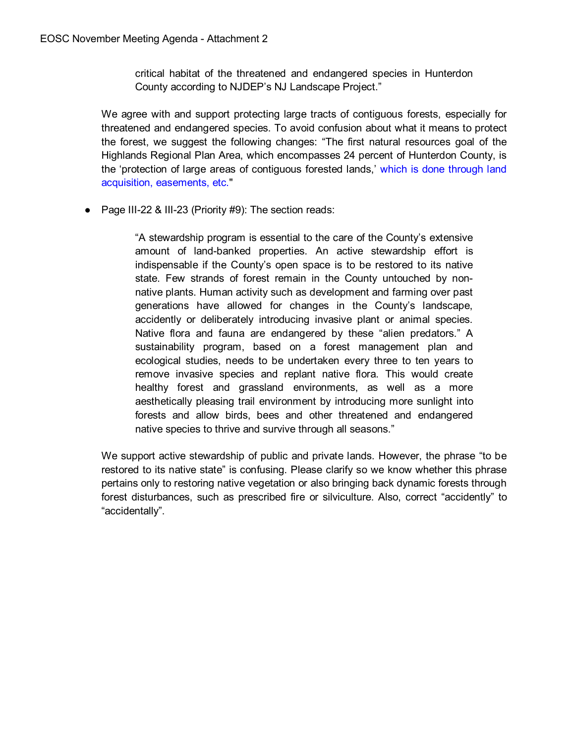> critical habitat of the threatened and endangered species in Hunterdon County according to NJDEP's NJ Landscape Project."

We agree with and support protecting large tracts of contiguous forests, especially for threatened and endangered species. To avoid confusion about what it means to protect the forest, we suggest the following changes: "The first natural resources goal of the Highlands Regional Plan Area, which encompasses 24 percent of Hunterdon County, is the 'protection of large areas of contiguous forested lands,' which is done through land acquisition, easements, etc."

- Page III-22 & III-23 (Priority #9): The section reads:

> "A stewardship program is essential to the care of the County's extensive amount of land-banked properties. An active stewardship effort is indispensable if the County's open space is to be restored to its native state. Few strands of forest remain in the County untouched by non-native plants. Human activity such as development and farming over past generations have allowed for changes in the County's landscape, accidently or deliberately introducing invasive plant or animal species. Native flora and fauna are endangered by these "alien predators." A sustainability program, based on a forest management plan and ecological studies, needs to be undertaken every three to ten years to remove invasive species and replant native flora. This would create healthy forest and grassland environments, as well as a more aesthetically pleasing trail environment by introducing more sunlight into forests and allow birds, bees and other threatened and endangered native species to thrive and survive through all seasons."

We support active stewardship of public and private lands. However, the phrase "to be restored to its native state" is confusing. Please clarify so we know whether this phrase pertains only to restoring native vegetation or also bringing back dynamic forests through forest disturbances, such as prescribed fire or silviculture. Also, correct "accidently" to "accidentally".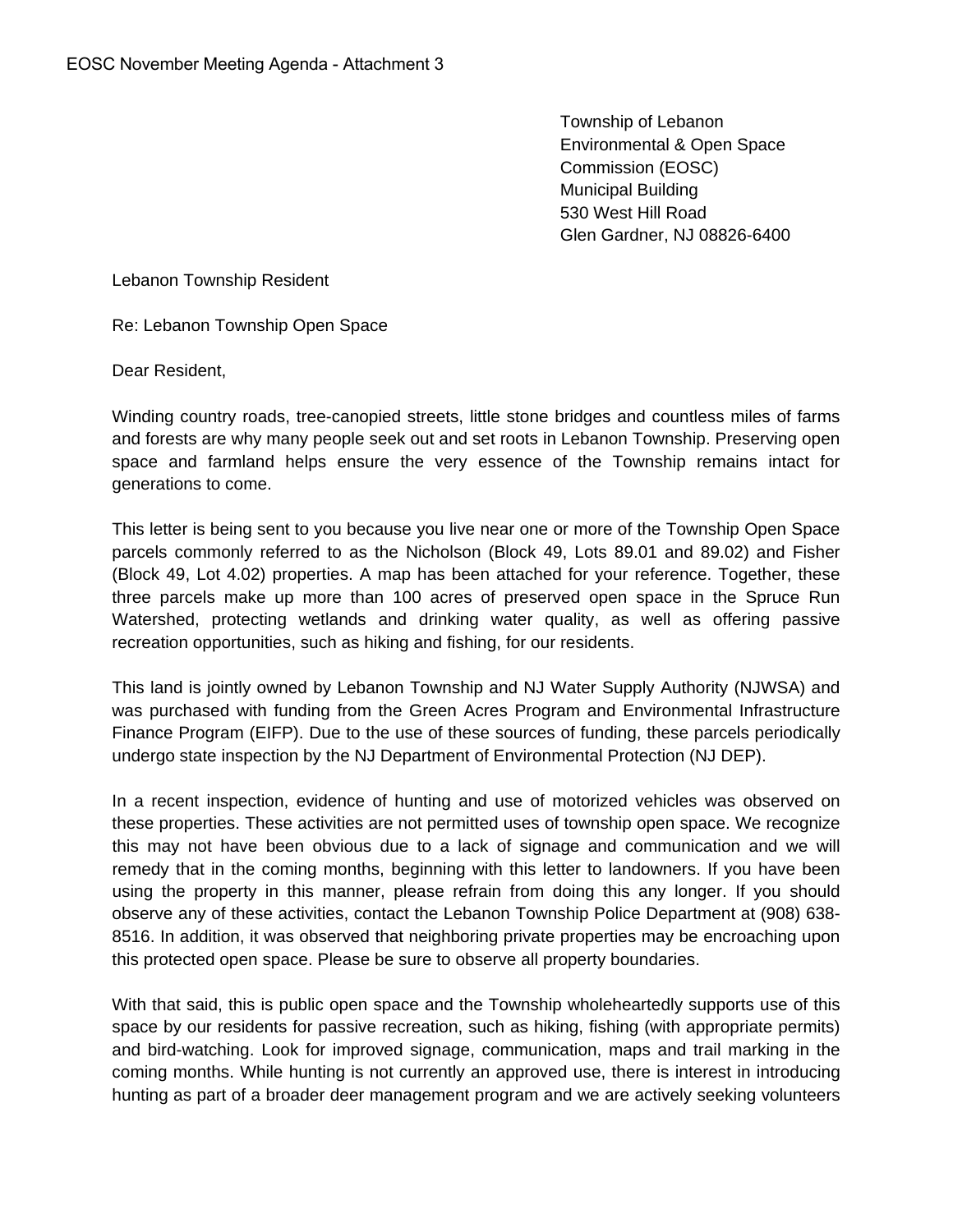EOSC November Meeting Agenda - Attachment 3

Township of Lebanon
Environmental & Open Space
Commission (EOSC)
Municipal Building
530 West Hill Road
Glen Gardner, NJ 08826-6400

Lebanon Township Resident

Re: Lebanon Township Open Space

Dear Resident,

Winding country roads, tree-canopied streets, little stone bridges and countless miles of farms and forests are why many people seek out and set roots in Lebanon Township. Preserving open space and farmland helps ensure the very essence of the Township remains intact for generations to come.

This letter is being sent to you because you live near one or more of the Township Open Space parcels commonly referred to as the Nicholson (Block 49, Lots 89.01 and 89.02) and Fisher (Block 49, Lot 4.02) properties. A map has been attached for your reference. Together, these three parcels make up more than 100 acres of preserved open space in the Spruce Run Watershed, protecting wetlands and drinking water quality, as well as offering passive recreation opportunities, such as hiking and fishing, for our residents.

This land is jointly owned by Lebanon Township and NJ Water Supply Authority (NJWSA) and was purchased with funding from the Green Acres Program and Environmental Infrastructure Finance Program (EIFP). Due to the use of these sources of funding, these parcels periodically undergo state inspection by the NJ Department of Environmental Protection (NJ DEP).

In a recent inspection, evidence of hunting and use of motorized vehicles was observed on these properties. These activities are not permitted uses of township open space. We recognize this may not have been obvious due to a lack of signage and communication and we will remedy that in the coming months, beginning with this letter to landowners. If you have been using the property in this manner, please refrain from doing this any longer. If you should observe any of these activities, contact the Lebanon Township Police Department at (908) 638-8516. In addition, it was observed that neighboring private properties may be encroaching upon this protected open space. Please be sure to observe all property boundaries.

With that said, this is public open space and the Township wholeheartedly supports use of this space by our residents for passive recreation, such as hiking, fishing (with appropriate permits) and bird-watching. Look for improved signage, communication, maps and trail marking in the coming months. While hunting is not currently an approved use, there is interest in introducing hunting as part of a broader deer management program and we are actively seeking volunteers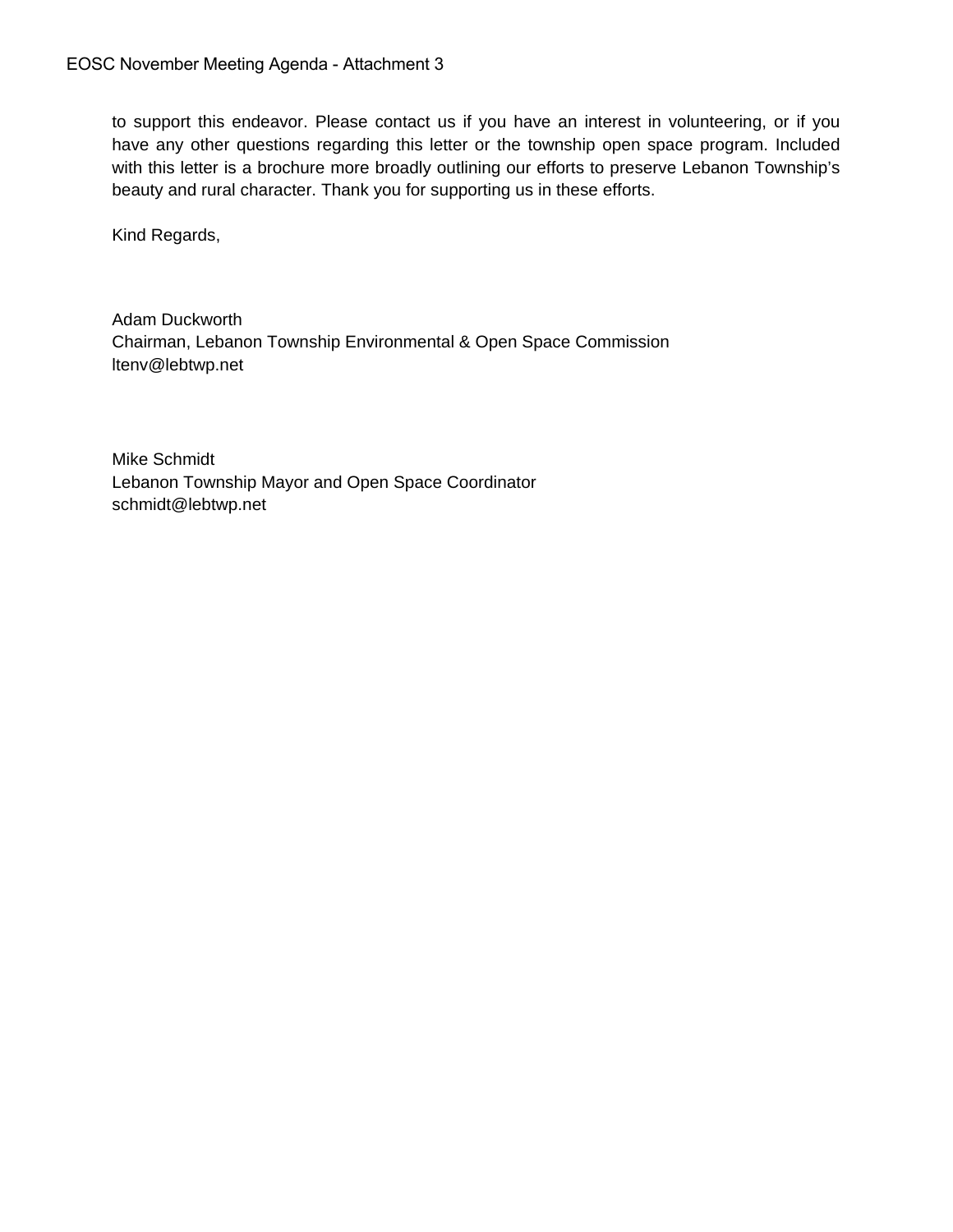to support this endeavor. Please contact us if you have an interest in volunteering, or if you have any other questions regarding this letter or the township open space program. Included with this letter is a brochure more broadly outlining our efforts to preserve Lebanon Township's beauty and rural character. Thank you for supporting us in these efforts.

Kind Regards,

Adam Duckworth
Chairman, Lebanon Township Environmental & Open Space Commission
ltenv@lebtwp.net

Mike Schmidt
Lebanon Township Mayor and Open Space Coordinator
schmidt@lebtwp.net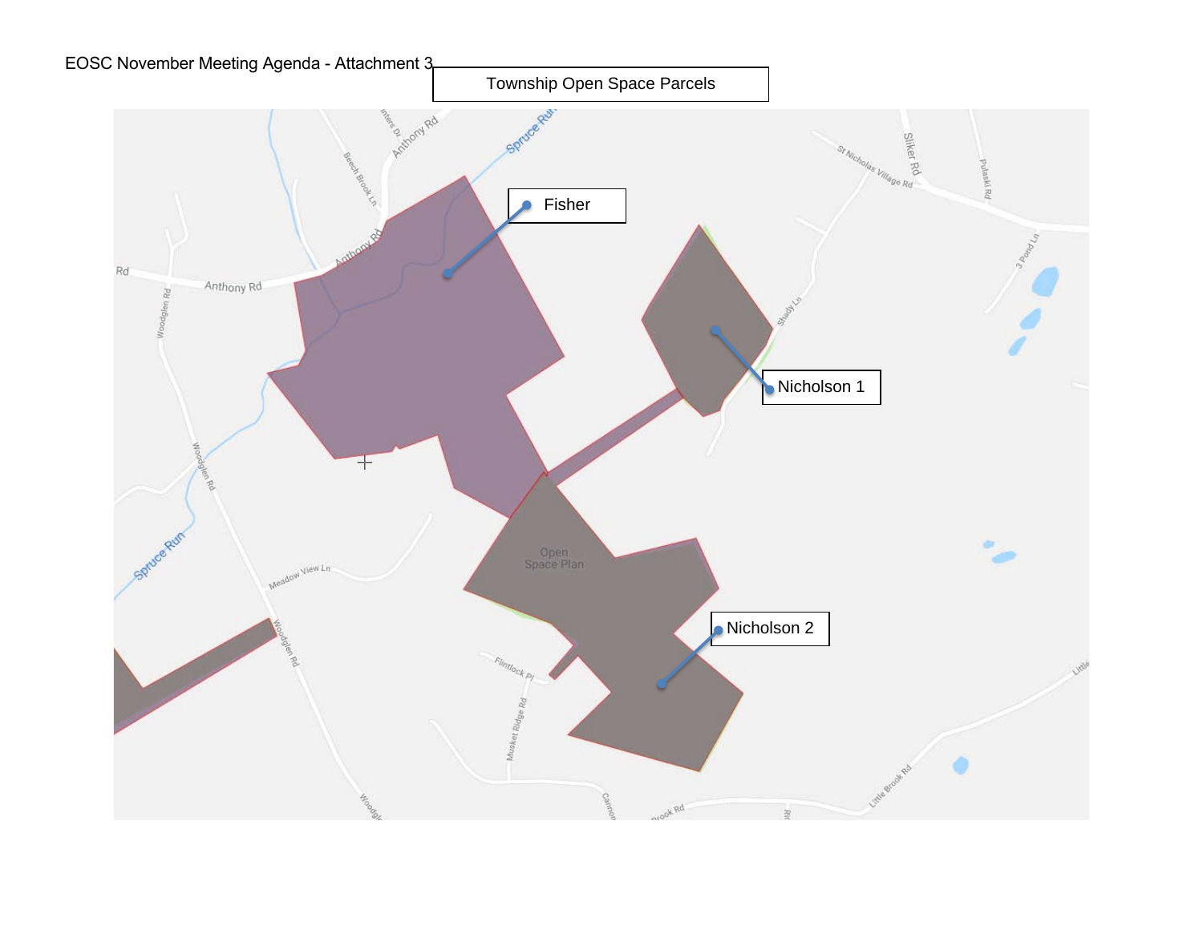EOSC November Meeting Agenda - Attachment 3

# Township Open Space Parcels

Fisher

Nicholson 1

Nicholson 2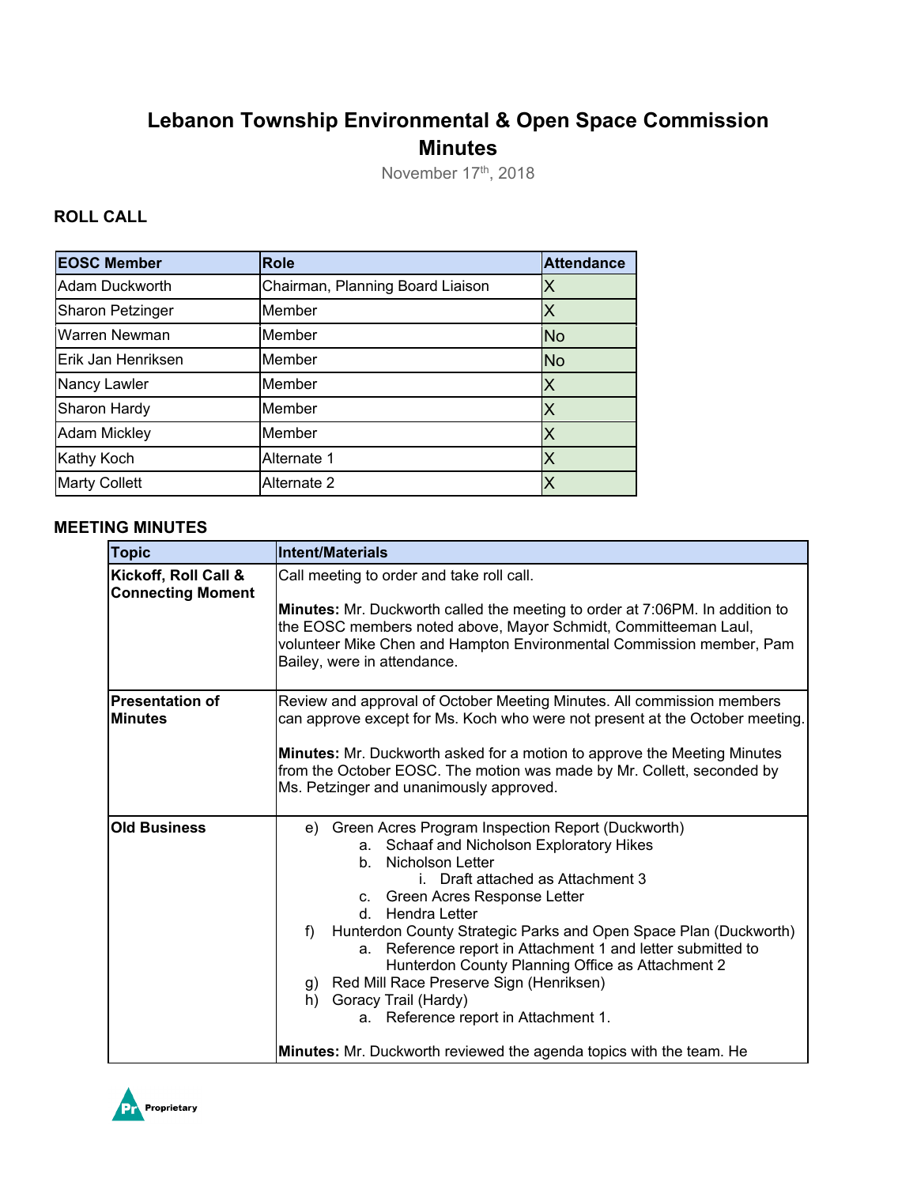# Lebanon Township Environmental & Open Space Commission Minutes

November 17th, 2018

### ROLL CALL

| EOSC Member | Role | Attendance |
|---|---|---|
| Adam Duckworth | Chairman, Planning Board Liaison | X |
| Sharon Petzinger | Member | X |
| Warren Newman | Member | No |
| Erik Jan Henriksen | Member | No |
| Nancy Lawler | Member | X |
| Sharon Hardy | Member | X |
| Adam Mickley | Member | X |
| Kathy Koch | Alternate 1 | X |
| Marty Collett | Alternate 2 | X |

### MEETING MINUTES

| Topic | Intent/Materials |
|---|---|
| **Kickoff, Roll Call & Connecting Moment** | Call meeting to order and take roll call.<br><br>**Minutes:** Mr. Duckworth called the meeting to order at 7:06PM. In addition to the EOSC members noted above, Mayor Schmidt, Committeeman Laul, volunteer Mike Chen and Hampton Environmental Commission member, Pam Bailey, were in attendance. |
| **Presentation of Minutes** | Review and approval of October Meeting Minutes. All commission members can approve except for Ms. Koch who were not present at the October meeting.<br><br>**Minutes:** Mr. Duckworth asked for a motion to approve the Meeting Minutes from the October EOSC. The motion was made by Mr. Collett, seconded by Ms. Petzinger and unanimously approved. |
| **Old Business** | e) Green Acres Program Inspection Report (Duckworth)<br>&nbsp;&nbsp;&nbsp;&nbsp;a. Schaaf and Nicholson Exploratory Hikes<br>&nbsp;&nbsp;&nbsp;&nbsp;b. Nicholson Letter<br>&nbsp;&nbsp;&nbsp;&nbsp;&nbsp;&nbsp;&nbsp;&nbsp;i. Draft attached as Attachment 3<br>&nbsp;&nbsp;&nbsp;&nbsp;c. Green Acres Response Letter<br>&nbsp;&nbsp;&nbsp;&nbsp;d. Hendra Letter<br>f) Hunterdon County Strategic Parks and Open Space Plan (Duckworth)<br>&nbsp;&nbsp;&nbsp;&nbsp;a. Reference report in Attachment 1 and letter submitted to Hunterdon County Planning Office as Attachment 2<br>g) Red Mill Race Preserve Sign (Henriksen)<br>h) Goracy Trail (Hardy)<br>&nbsp;&nbsp;&nbsp;&nbsp;a. Reference report in Attachment 1.<br><br>**Minutes:** Mr. Duckworth reviewed the agenda topics with the team. He |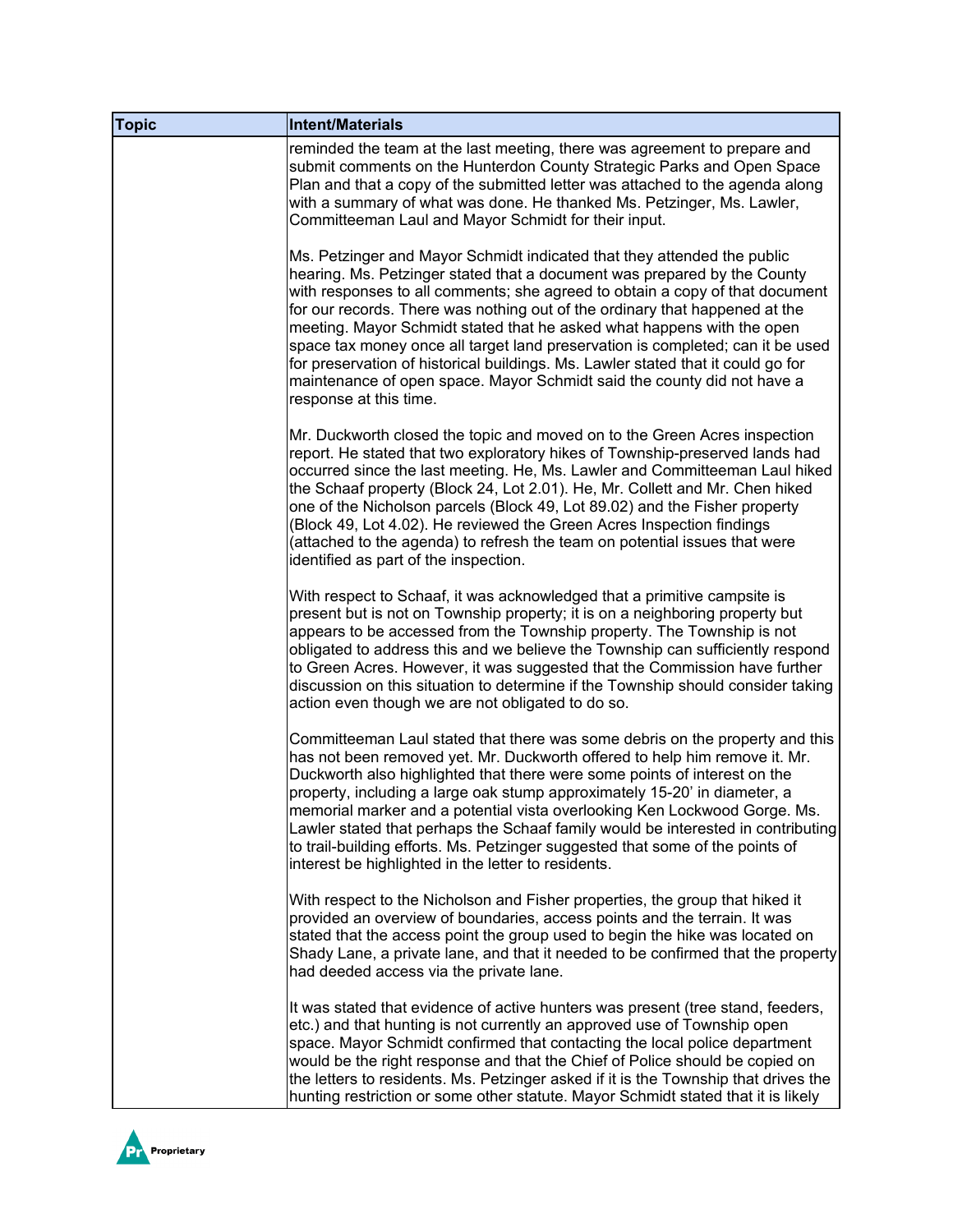| Topic | Intent/Materials |
| --- | --- |
| | reminded the team at the last meeting, there was agreement to prepare and submit comments on the Hunterdon County Strategic Parks and Open Space Plan and that a copy of the submitted letter was attached to the agenda along with a summary of what was done. He thanked Ms. Petzinger, Ms. Lawler, Committeeman Laul and Mayor Schmidt for their input.<br><br>Ms. Petzinger and Mayor Schmidt indicated that they attended the public hearing. Ms. Petzinger stated that a document was prepared by the County with responses to all comments; she agreed to obtain a copy of that document for our records. There was nothing out of the ordinary that happened at the meeting. Mayor Schmidt stated that he asked what happens with the open space tax money once all target land preservation is completed; can it be used for preservation of historical buildings. Ms. Lawler stated that it could go for maintenance of open space. Mayor Schmidt said the county did not have a response at this time.<br><br>Mr. Duckworth closed the topic and moved on to the Green Acres inspection report. He stated that two exploratory hikes of Township-preserved lands had occurred since the last meeting. He, Ms. Lawler and Committeeman Laul hiked the Schaaf property (Block 24, Lot 2.01). He, Mr. Collett and Mr. Chen hiked one of the Nicholson parcels (Block 49, Lot 89.02) and the Fisher property (Block 49, Lot 4.02). He reviewed the Green Acres Inspection findings (attached to the agenda) to refresh the team on potential issues that were identified as part of the inspection.<br><br>With respect to Schaaf, it was acknowledged that a primitive campsite is present but is not on Township property; it is on a neighboring property but appears to be accessed from the Township property. The Township is not obligated to address this and we believe the Township can sufficiently respond to Green Acres. However, it was suggested that the Commission have further discussion on this situation to determine if the Township should consider taking action even though we are not obligated to do so.<br><br>Committeeman Laul stated that there was some debris on the property and this has not been removed yet. Mr. Duckworth offered to help him remove it. Mr. Duckworth also highlighted that there were some points of interest on the property, including a large oak stump approximately 15-20' in diameter, a memorial marker and a potential vista overlooking Ken Lockwood Gorge. Ms. Lawler stated that perhaps the Schaaf family would be interested in contributing to trail-building efforts. Ms. Petzinger suggested that some of the points of interest be highlighted in the letter to residents.<br><br>With respect to the Nicholson and Fisher properties, the group that hiked it provided an overview of boundaries, access points and the terrain. It was stated that the access point the group used to begin the hike was located on Shady Lane, a private lane, and that it needed to be confirmed that the property had deeded access via the private lane.<br><br>It was stated that evidence of active hunters was present (tree stand, feeders, etc.) and that hunting is not currently an approved use of Township open space. Mayor Schmidt confirmed that contacting the local police department would be the right response and that the Chief of Police should be copied on the letters to residents. Ms. Petzinger asked if it is the Township that drives the hunting restriction or some other statute. Mayor Schmidt stated that it is likely |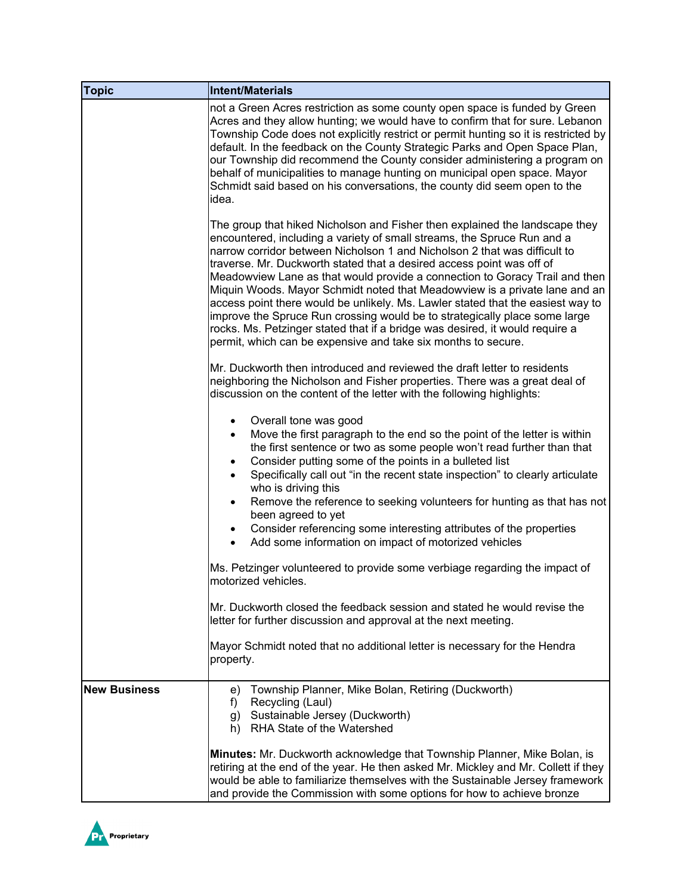| Topic | Intent/Materials |
| --- | --- |
| | not a Green Acres restriction as some county open space is funded by Green Acres and they allow hunting; we would have to confirm that for sure. Lebanon Township Code does not explicitly restrict or permit hunting so it is restricted by default. In the feedback on the County Strategic Parks and Open Space Plan, our Township did recommend the County consider administering a program on behalf of municipalities to manage hunting on municipal open space. Mayor Schmidt said based on his conversations, the county did seem open to the idea.<br><br>The group that hiked Nicholson and Fisher then explained the landscape they encountered, including a variety of small streams, the Spruce Run and a narrow corridor between Nicholson 1 and Nicholson 2 that was difficult to traverse. Mr. Duckworth stated that a desired access point was off of Meadowview Lane as that would provide a connection to Goracy Trail and then Miquin Woods. Mayor Schmidt noted that Meadowview is a private lane and an access point there would be unlikely. Ms. Lawler stated that the easiest way to improve the Spruce Run crossing would be to strategically place some large rocks. Ms. Petzinger stated that if a bridge was desired, it would require a permit, which can be expensive and take six months to secure.<br><br>Mr. Duckworth then introduced and reviewed the draft letter to residents neighboring the Nicholson and Fisher properties. There was a great deal of discussion on the content of the letter with the following highlights:<br><br>• Overall tone was good<br>• Move the first paragraph to the end so the point of the letter is within the first sentence or two as some people won't read further than that<br>• Consider putting some of the points in a bulleted list<br>• Specifically call out "in the recent state inspection" to clearly articulate who is driving this<br>• Remove the reference to seeking volunteers for hunting as that has not been agreed to yet<br>• Consider referencing some interesting attributes of the properties<br>• Add some information on impact of motorized vehicles<br><br>Ms. Petzinger volunteered to provide some verbiage regarding the impact of motorized vehicles.<br><br>Mr. Duckworth closed the feedback session and stated he would revise the letter for further discussion and approval at the next meeting.<br><br>Mayor Schmidt noted that no additional letter is necessary for the Hendra property. |
| **New Business** | e) Township Planner, Mike Bolan, Retiring (Duckworth)<br>f) Recycling (Laul)<br>g) Sustainable Jersey (Duckworth)<br>h) RHA State of the Watershed<br><br>**Minutes:** Mr. Duckworth acknowledge that Township Planner, Mike Bolan, is retiring at the end of the year. He then asked Mr. Mickley and Mr. Collett if they would be able to familiarize themselves with the Sustainable Jersey framework and provide the Commission with some options for how to achieve bronze |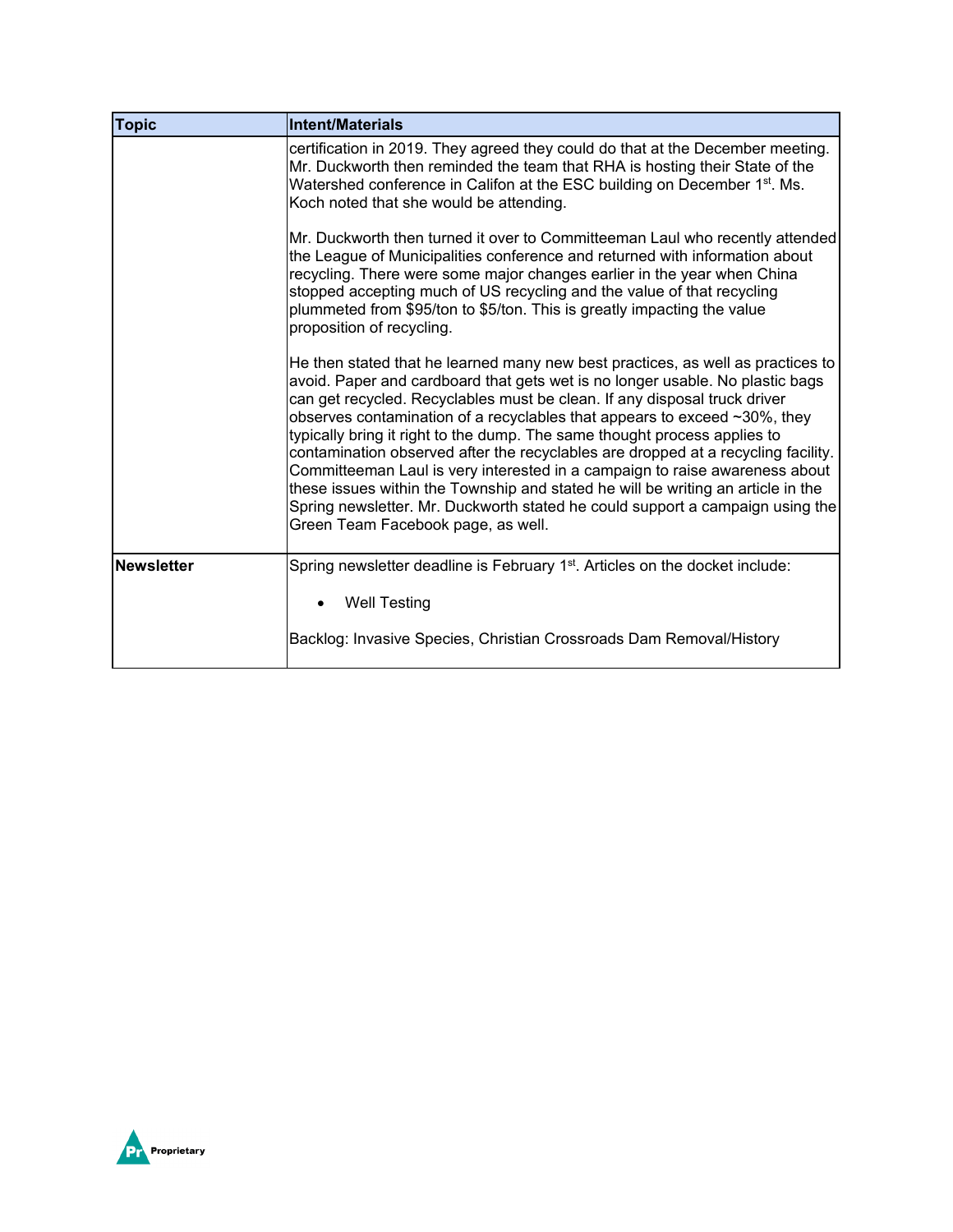| Topic | Intent/Materials |
|---|---|
| | certification in 2019. They agreed they could do that at the December meeting. Mr. Duckworth then reminded the team that RHA is hosting their State of the Watershed conference in Califon at the ESC building on December 1st. Ms. Koch noted that she would be attending.<br><br>Mr. Duckworth then turned it over to Committeeman Laul who recently attended the League of Municipalities conference and returned with information about recycling. There were some major changes earlier in the year when China stopped accepting much of US recycling and the value of that recycling plummeted from $95/ton to $5/ton. This is greatly impacting the value proposition of recycling.<br><br>He then stated that he learned many new best practices, as well as practices to avoid. Paper and cardboard that gets wet is no longer usable. No plastic bags can get recycled. Recyclables must be clean. If any disposal truck driver observes contamination of a recyclables that appears to exceed ~30%, they typically bring it right to the dump. The same thought process applies to contamination observed after the recyclables are dropped at a recycling facility. Committeeman Laul is very interested in a campaign to raise awareness about these issues within the Township and stated he will be writing an article in the Spring newsletter. Mr. Duckworth stated he could support a campaign using the Green Team Facebook page, as well. |
| **Newsletter** | Spring newsletter deadline is February 1st. Articles on the docket include:<br><br>• Well Testing<br><br>Backlog: Invasive Species, Christian Crossroads Dam Removal/History |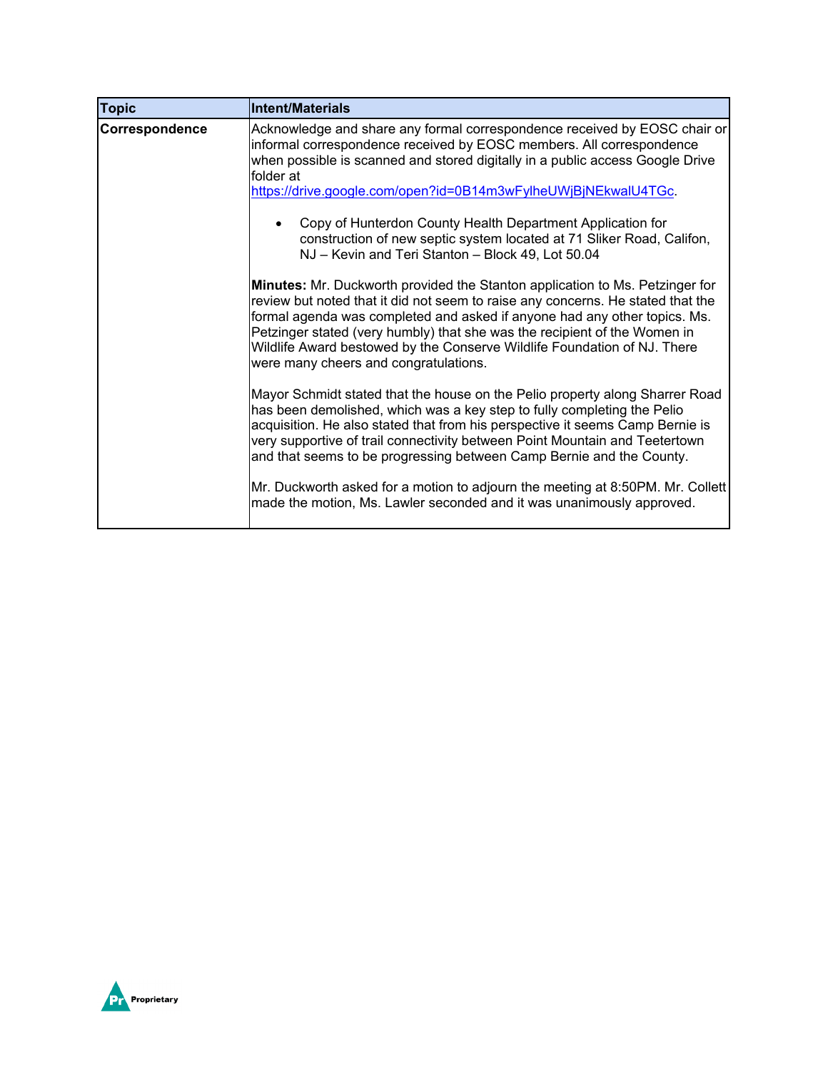| Topic | Intent/Materials |
|---|---|
| **Correspondence** | Acknowledge and share any formal correspondence received by EOSC chair or informal correspondence received by EOSC members. All correspondence when possible is scanned and stored digitally in a public access Google Drive folder at https://drive.google.com/open?id=0B14m3wFylheUWjBjNEkwalU4TGc.<br><br>• Copy of Hunterdon County Health Department Application for construction of new septic system located at 71 Sliker Road, Califon, NJ – Kevin and Teri Stanton – Block 49, Lot 50.04<br><br>**Minutes:** Mr. Duckworth provided the Stanton application to Ms. Petzinger for review but noted that it did not seem to raise any concerns. He stated that the formal agenda was completed and asked if anyone had any other topics. Ms. Petzinger stated (very humbly) that she was the recipient of the Women in Wildlife Award bestowed by the Conserve Wildlife Foundation of NJ. There were many cheers and congratulations.<br><br>Mayor Schmidt stated that the house on the Pelio property along Sharrer Road has been demolished, which was a key step to fully completing the Pelio acquisition. He also stated that from his perspective it seems Camp Bernie is very supportive of trail connectivity between Point Mountain and Teetertown and that seems to be progressing between Camp Bernie and the County.<br><br>Mr. Duckworth asked for a motion to adjourn the meeting at 8:50PM. Mr. Collett made the motion, Ms. Lawler seconded and it was unanimously approved. |